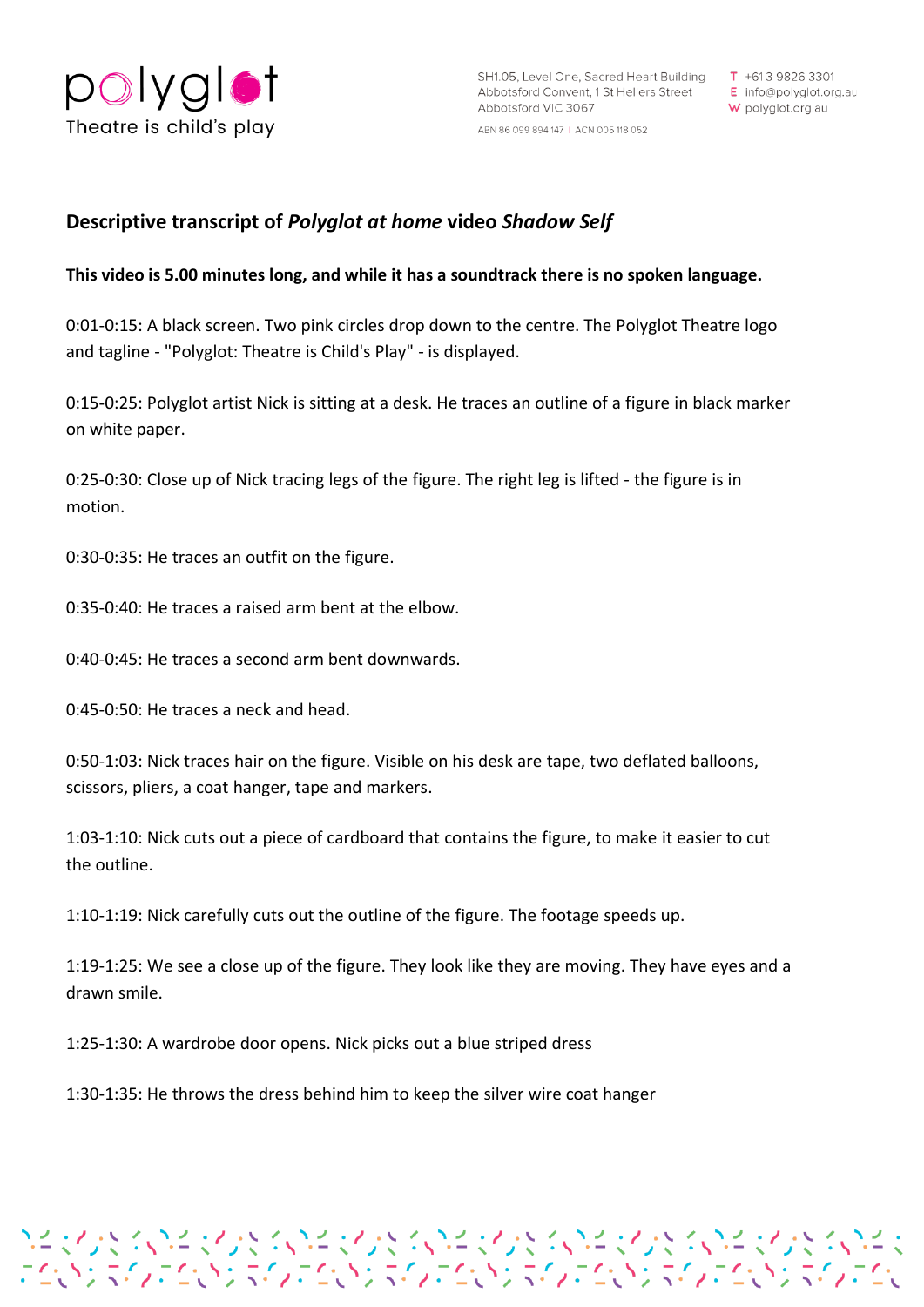polyglot
Theatre is child's play

SH1.05, Level One, Sacred Heart Building
Abbotsford Convent, 1 St Hellers Street
Abbotsford VIC 3067

ABN 86 099 894 147 | ACN 005 118 052

T +61 3 9826 3301
E info@polyglot.org.au
W polyglot.org.au

## Descriptive transcript of *Polyglot at home* video *Shadow Self*

**This video is 5.00 minutes long, and while it has a soundtrack there is no spoken language.**

0:01-0:15: A black screen. Two pink circles drop down to the centre. The Polyglot Theatre logo and tagline - "Polyglot: Theatre is Child's Play" - is displayed.

0:15-0:25: Polyglot artist Nick is sitting at a desk. He traces an outline of a figure in black marker on white paper.

0:25-0:30: Close up of Nick tracing legs of the figure. The right leg is lifted - the figure is in motion.

0:30-0:35: He traces an outfit on the figure.

0:35-0:40: He traces a raised arm bent at the elbow.

0:40-0:45: He traces a second arm bent downwards.

0:45-0:50: He traces a neck and head.

0:50-1:03: Nick traces hair on the figure. Visible on his desk are tape, two deflated balloons, scissors, pliers, a coat hanger, tape and markers.

1:03-1:10: Nick cuts out a piece of cardboard that contains the figure, to make it easier to cut the outline.

1:10-1:19: Nick carefully cuts out the outline of the figure. The footage speeds up.

1:19-1:25: We see a close up of the figure. They look like they are moving. They have eyes and a drawn smile.

1:25-1:30: A wardrobe door opens. Nick picks out a blue striped dress

1:30-1:35: He throws the dress behind him to keep the silver wire coat hanger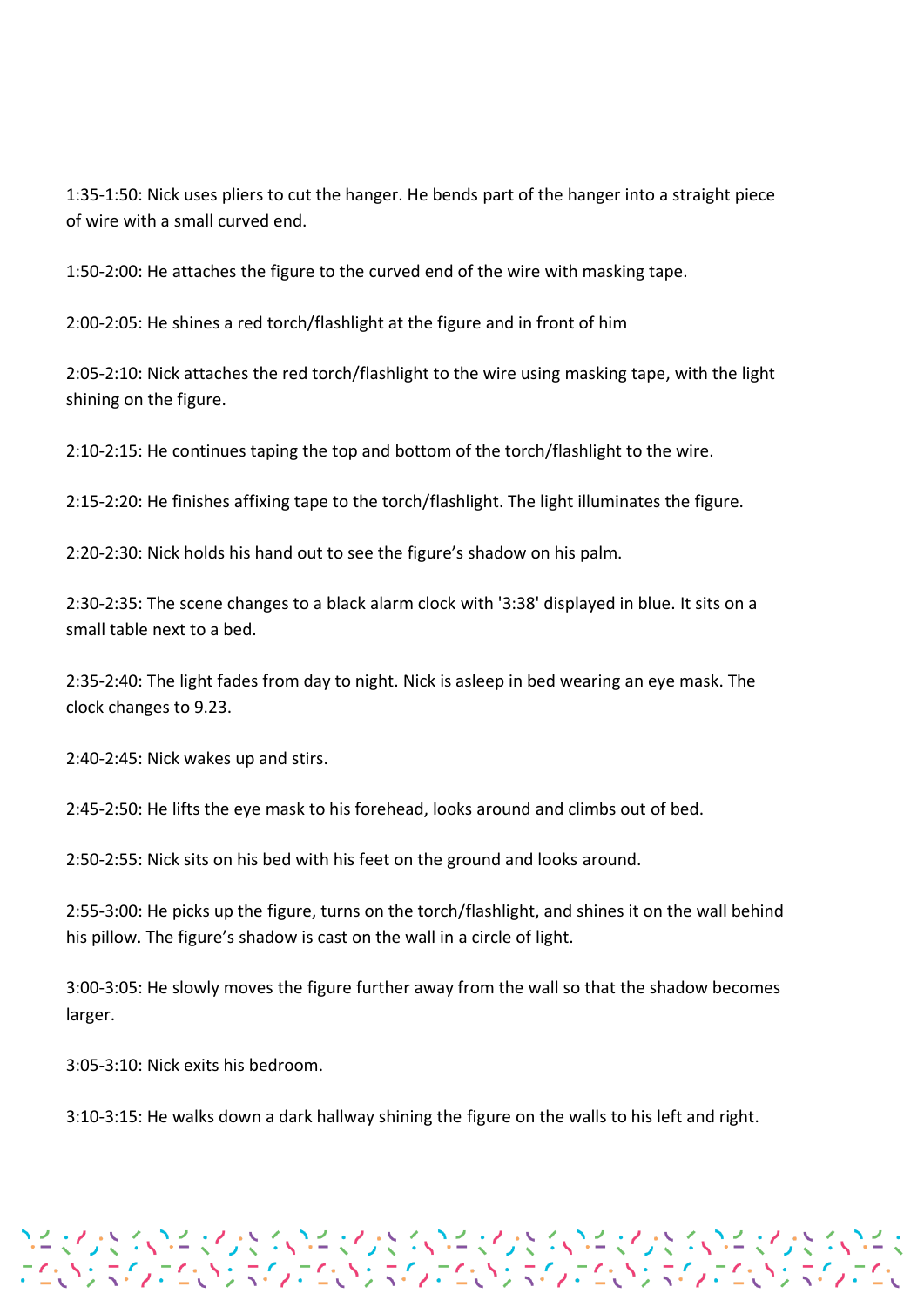1:35-1:50: Nick uses pliers to cut the hanger. He bends part of the hanger into a straight piece of wire with a small curved end.

1:50-2:00: He attaches the figure to the curved end of the wire with masking tape.

2:00-2:05: He shines a red torch/flashlight at the figure and in front of him

2:05-2:10: Nick attaches the red torch/flashlight to the wire using masking tape, with the light shining on the figure.

2:10-2:15: He continues taping the top and bottom of the torch/flashlight to the wire.

2:15-2:20: He finishes affixing tape to the torch/flashlight. The light illuminates the figure.

2:20-2:30: Nick holds his hand out to see the figure's shadow on his palm.

2:30-2:35: The scene changes to a black alarm clock with '3:38' displayed in blue. It sits on a small table next to a bed.

2:35-2:40: The light fades from day to night. Nick is asleep in bed wearing an eye mask. The clock changes to 9.23.

2:40-2:45: Nick wakes up and stirs.

2:45-2:50: He lifts the eye mask to his forehead, looks around and climbs out of bed.

2:50-2:55: Nick sits on his bed with his feet on the ground and looks around.

2:55-3:00: He picks up the figure, turns on the torch/flashlight, and shines it on the wall behind his pillow. The figure's shadow is cast on the wall in a circle of light.

3:00-3:05: He slowly moves the figure further away from the wall so that the shadow becomes larger.

3:05-3:10: Nick exits his bedroom.

3:10-3:15: He walks down a dark hallway shining the figure on the walls to his left and right.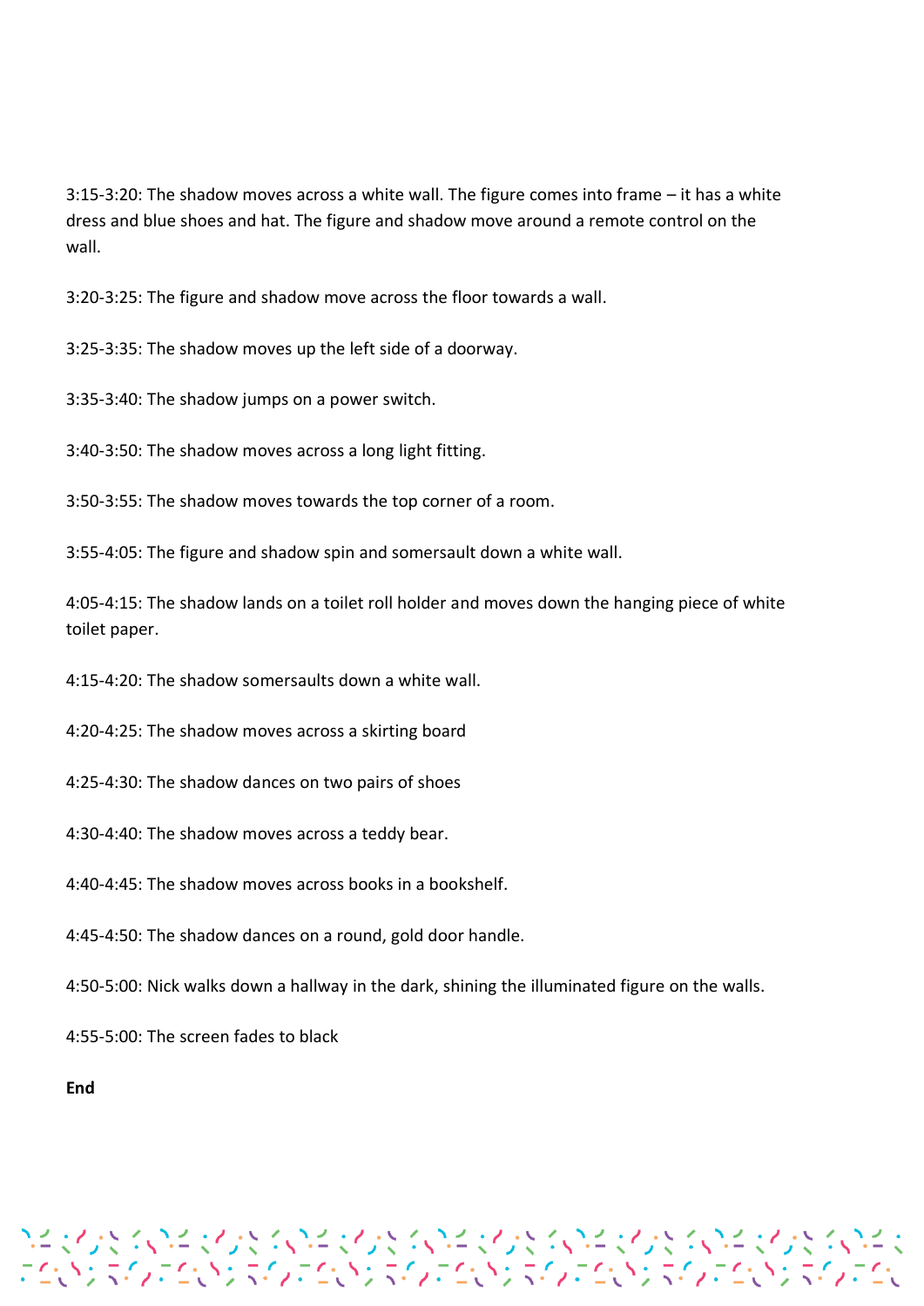3:15-3:20: The shadow moves across a white wall. The figure comes into frame – it has a white dress and blue shoes and hat. The figure and shadow move around a remote control on the wall.

3:20-3:25: The figure and shadow move across the floor towards a wall.

3:25-3:35: The shadow moves up the left side of a doorway.

3:35-3:40: The shadow jumps on a power switch.

3:40-3:50: The shadow moves across a long light fitting.

3:50-3:55: The shadow moves towards the top corner of a room.

3:55-4:05: The figure and shadow spin and somersault down a white wall.

4:05-4:15: The shadow lands on a toilet roll holder and moves down the hanging piece of white toilet paper.

4:15-4:20: The shadow somersaults down a white wall.

4:20-4:25: The shadow moves across a skirting board

4:25-4:30: The shadow dances on two pairs of shoes

4:30-4:40: The shadow moves across a teddy bear.

4:40-4:45: The shadow moves across books in a bookshelf.

4:45-4:50: The shadow dances on a round, gold door handle.

4:50-5:00: Nick walks down a hallway in the dark, shining the illuminated figure on the walls.

4:55-5:00: The screen fades to black

**End**